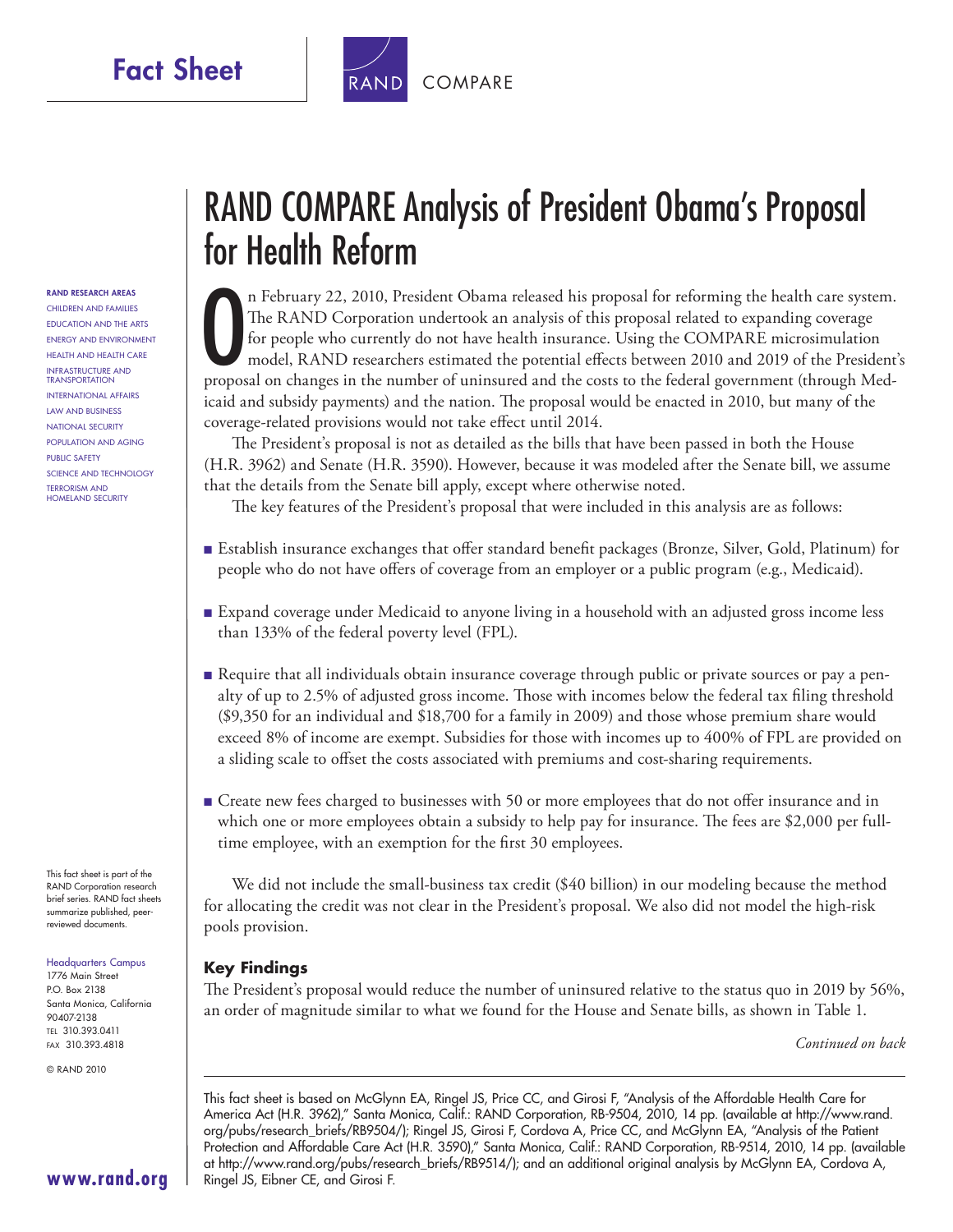Fact Sheet

RAND COMPARE

# RAND COMPARE Analysis of President Obama's Proposal for Health Reform

**RAND RESEARCH AREAS**
CHILDREN AND FAMILIES
EDUCATION AND THE ARTS
ENERGY AND ENVIRONMENT
HEALTH AND HEALTH CARE
INFRASTRUCTURE AND TRANSPORTATION
INTERNATIONAL AFFAIRS
LAW AND BUSINESS
NATIONAL SECURITY
POPULATION AND AGING
PUBLIC SAFETY
SCIENCE AND TECHNOLOGY
TERRORISM AND HOMELAND SECURITY

On February 22, 2010, President Obama released his proposal for reforming the health care system. The RAND Corporation undertook an analysis of this proposal related to expanding coverage for people who currently do not have health insurance. Using the COMPARE microsimulation model, RAND researchers estimated the potential effects between 2010 and 2019 of the President's proposal on changes in the number of uninsured and the costs to the federal government (through Medicaid and subsidy payments) and the nation. The proposal would be enacted in 2010, but many of the coverage-related provisions would not take effect until 2014.

The President's proposal is not as detailed as the bills that have been passed in both the House (H.R. 3962) and Senate (H.R. 3590). However, because it was modeled after the Senate bill, we assume that the details from the Senate bill apply, except where otherwise noted.

The key features of the President's proposal that were included in this analysis are as follows:

- Establish insurance exchanges that offer standard benefit packages (Bronze, Silver, Gold, Platinum) for people who do not have offers of coverage from an employer or a public program (e.g., Medicaid).
- Expand coverage under Medicaid to anyone living in a household with an adjusted gross income less than 133% of the federal poverty level (FPL).
- Require that all individuals obtain insurance coverage through public or private sources or pay a penalty of up to 2.5% of adjusted gross income. Those with incomes below the federal tax filing threshold ($9,350 for an individual and $18,700 for a family in 2009) and those whose premium share would exceed 8% of income are exempt. Subsidies for those with incomes up to 400% of FPL are provided on a sliding scale to offset the costs associated with premiums and cost-sharing requirements.
- Create new fees charged to businesses with 50 or more employees that do not offer insurance and in which one or more employees obtain a subsidy to help pay for insurance. The fees are $2,000 per full-time employee, with an exemption for the first 30 employees.

We did not include the small-business tax credit ($40 billion) in our modeling because the method for allocating the credit was not clear in the President's proposal. We also did not model the high-risk pools provision.

### Key Findings

The President's proposal would reduce the number of uninsured relative to the status quo in 2019 by 56%, an order of magnitude similar to what we found for the House and Senate bills, as shown in Table 1.

*Continued on back*

This fact sheet is part of the RAND Corporation research brief series. RAND fact sheets summarize published, peer-reviewed documents.

Headquarters Campus
1776 Main Street
P.O. Box 2138
Santa Monica, California 90407-2138
TEL 310.393.0411
FAX 310.393.4818

© RAND 2010

**www.rand.org**

This fact sheet is based on McGlynn EA, Ringel JS, Price CC, and Girosi F, "Analysis of the Affordable Health Care for America Act (H.R. 3962)," Santa Monica, Calif.: RAND Corporation, RB-9504, 2010, 14 pp. (available at http://www.rand.org/pubs/research_briefs/RB9504/); Ringel JS, Girosi F, Cordova A, Price CC, and McGlynn EA, "Analysis of the Patient Protection and Affordable Care Act (H.R. 3590)," Santa Monica, Calif.: RAND Corporation, RB-9514, 2010, 14 pp. (available at http://www.rand.org/pubs/research_briefs/RB9514/); and an additional original analysis by McGlynn EA, Cordova A, Ringel JS, Eibner CE, and Girosi F.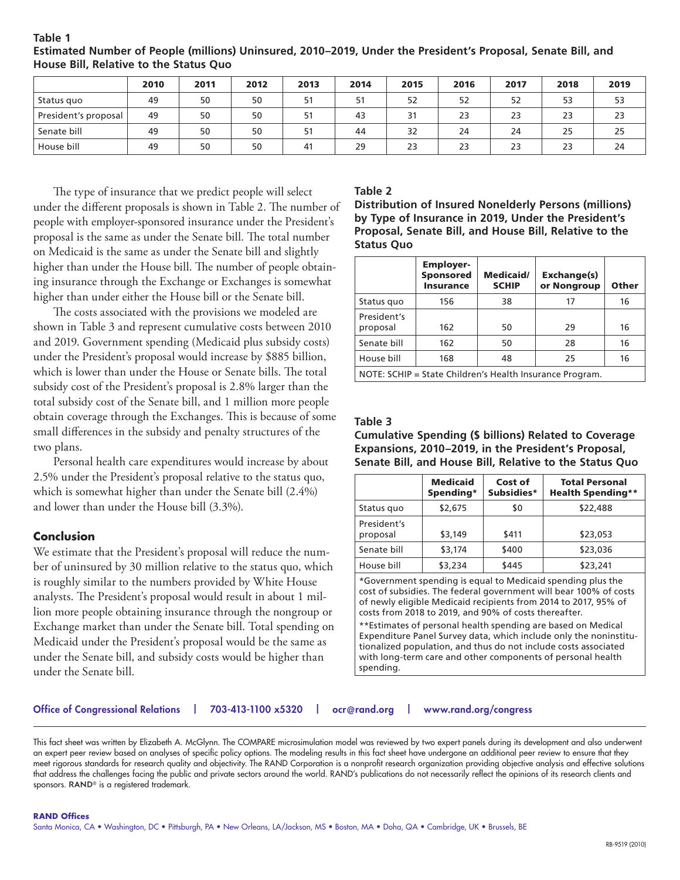**Table 1**
**Estimated Number of People (millions) Uninsured, 2010–2019, Under the President's Proposal, Senate Bill, and House Bill, Relative to the Status Quo**

| | 2010 | 2011 | 2012 | 2013 | 2014 | 2015 | 2016 | 2017 | 2018 | 2019 |
|---|---|---|---|---|---|---|---|---|---|---|
| Status quo | 49 | 50 | 50 | 51 | 51 | 52 | 52 | 52 | 53 | 53 |
| President's proposal | 49 | 50 | 50 | 51 | 43 | 31 | 23 | 23 | 23 | 23 |
| Senate bill | 49 | 50 | 50 | 51 | 44 | 32 | 24 | 24 | 25 | 25 |
| House bill | 49 | 50 | 50 | 41 | 29 | 23 | 23 | 23 | 23 | 24 |

The type of insurance that we predict people will select under the different proposals is shown in Table 2. The number of people with employer-sponsored insurance under the President's proposal is the same as under the Senate bill. The total number on Medicaid is the same as under the Senate bill and slightly higher than under the House bill. The number of people obtaining insurance through the Exchange or Exchanges is somewhat higher than under either the House bill or the Senate bill.

The costs associated with the provisions we modeled are shown in Table 3 and represent cumulative costs between 2010 and 2019. Government spending (Medicaid plus subsidy costs) under the President's proposal would increase by $885 billion, which is lower than under the House or Senate bills. The total subsidy cost of the President's proposal is 2.8% larger than the total subsidy cost of the Senate bill, and 1 million more people obtain coverage through the Exchanges. This is because of some small differences in the subsidy and penalty structures of the two plans.

Personal health care expenditures would increase by about 2.5% under the President's proposal relative to the status quo, which is somewhat higher than under the Senate bill (2.4%) and lower than under the House bill (3.3%).

## Conclusion

We estimate that the President's proposal will reduce the number of uninsured by 30 million relative to the status quo, which is roughly similar to the numbers provided by White House analysts. The President's proposal would result in about 1 million more people obtaining insurance through the nongroup or Exchange market than under the Senate bill. Total spending on Medicaid under the President's proposal would be the same as under the Senate bill, and subsidy costs would be higher than under the Senate bill.

**Table 2**
**Distribution of Insured Nonelderly Persons (millions) by Type of Insurance in 2019, Under the President's Proposal, Senate Bill, and House Bill, Relative to the Status Quo**

| | Employer-Sponsored Insurance | Medicaid/SCHIP | Exchange(s) or Nongroup | Other |
|---|---|---|---|---|
| Status quo | 156 | 38 | 17 | 16 |
| President's proposal | 162 | 50 | 29 | 16 |
| Senate bill | 162 | 50 | 28 | 16 |
| House bill | 168 | 48 | 25 | 16 |

NOTE: SCHIP = State Children's Health Insurance Program.

**Table 3**
**Cumulative Spending ($ billions) Related to Coverage Expansions, 2010–2019, in the President's Proposal, Senate Bill, and House Bill, Relative to the Status Quo**

| | Medicaid Spending* | Cost of Subsidies* | Total Personal Health Spending** |
|---|---|---|---|
| Status quo | $2,675 | $0 | $22,488 |
| President's proposal | $3,149 | $411 | $23,053 |
| Senate bill | $3,174 | $400 | $23,036 |
| House bill | $3,234 | $445 | $23,241 |

*Government spending is equal to Medicaid spending plus the cost of subsidies. The federal government will bear 100% of costs of newly eligible Medicaid recipients from 2014 to 2017, 95% of costs from 2018 to 2019, and 90% of costs thereafter.

**Estimates of personal health spending are based on Medical Expenditure Panel Survey data, which include only the noninstitutionalized population, and thus do not include costs associated with long-term care and other components of personal health spending.

Office of Congressional Relations | 703-413-1100 x5320 | ocr@rand.org | www.rand.org/congress

This fact sheet was written by Elizabeth A. McGlynn. The COMPARE microsimulation model was reviewed by two expert panels during its development and also underwent an expert peer review based on analyses of specific policy options. The modeling results in this fact sheet have undergone an additional peer review to ensure that they meet rigorous standards for research quality and objectivity. The RAND Corporation is a nonprofit research organization providing objective analysis and effective solutions that address the challenges facing the public and private sectors around the world. RAND's publications do not necessarily reflect the opinions of its research clients and sponsors. RAND® is a registered trademark.

**RAND Offices**
Santa Monica, CA • Washington, DC • Pittsburgh, PA • New Orleans, LA/Jackson, MS • Boston, MA • Doha, QA • Cambridge, UK • Brussels, BE

RB-9519 (2010)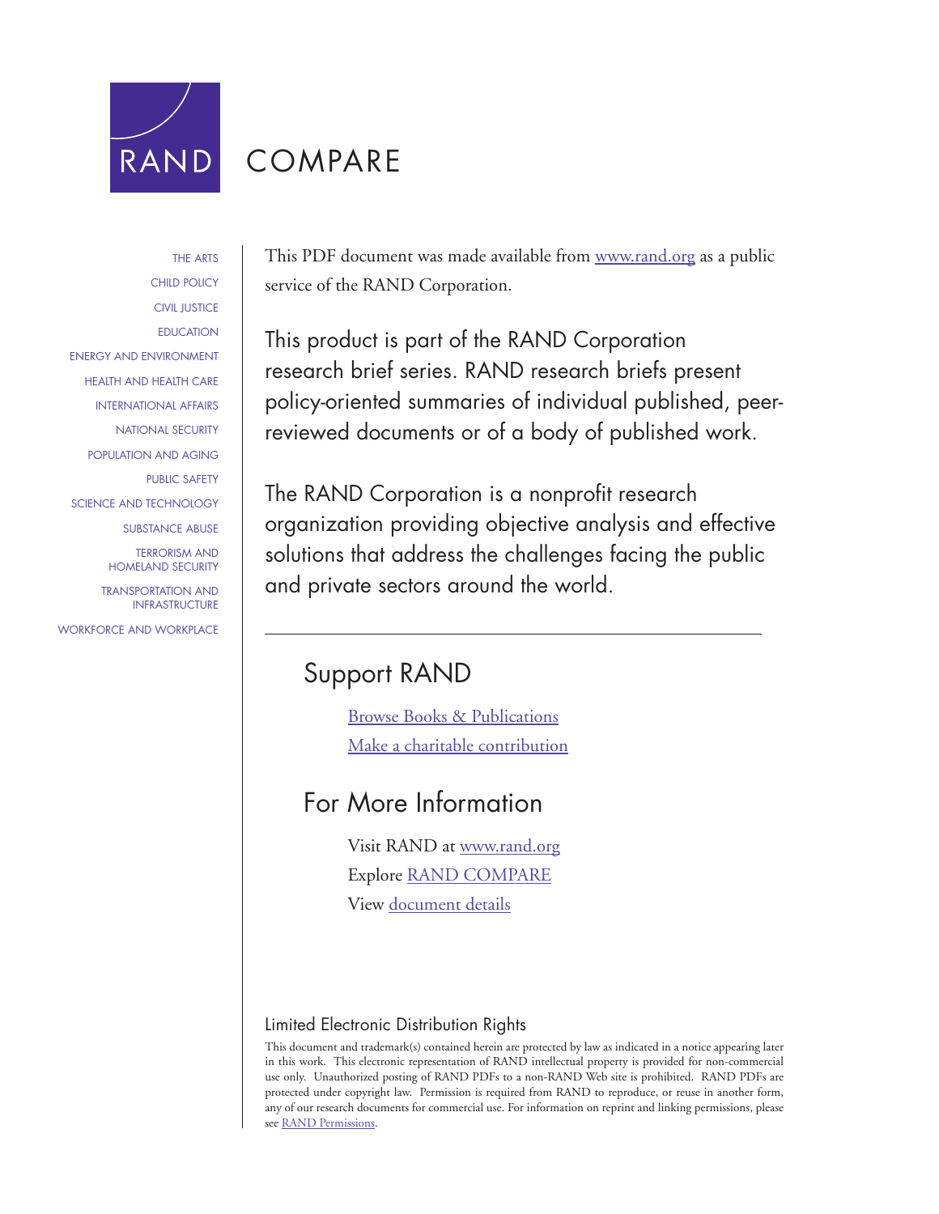RAND

COMPARE

THE ARTS
CHILD POLICY
CIVIL JUSTICE
EDUCATION
ENERGY AND ENVIRONMENT
HEALTH AND HEALTH CARE
INTERNATIONAL AFFAIRS
NATIONAL SECURITY
POPULATION AND AGING
PUBLIC SAFETY
SCIENCE AND TECHNOLOGY
SUBSTANCE ABUSE
TERRORISM AND HOMELAND SECURITY
TRANSPORTATION AND INFRASTRUCTURE
WORKFORCE AND WORKPLACE

This PDF document was made available from [www.rand.org](www.rand.org) as a public service of the RAND Corporation.

This product is part of the RAND Corporation research brief series. RAND research briefs present policy-oriented summaries of individual published, peer-reviewed documents or of a body of published work.

The RAND Corporation is a nonprofit research organization providing objective analysis and effective solutions that address the challenges facing the public and private sectors around the world.

## Support RAND

Browse Books & Publications

Make a charitable contribution

## For More Information

Visit RAND at www.rand.org

Explore RAND COMPARE

View document details

### Limited Electronic Distribution Rights

This document and trademark(s) contained herein are protected by law as indicated in a notice appearing later in this work. This electronic representation of RAND intellectual property is provided for non-commercial use only. Unauthorized posting of RAND PDFs to a non-RAND Web site is prohibited. RAND PDFs are protected under copyright law. Permission is required from RAND to reproduce, or reuse in another form, any of our research documents for commercial use. For information on reprint and linking permissions, please see RAND Permissions.